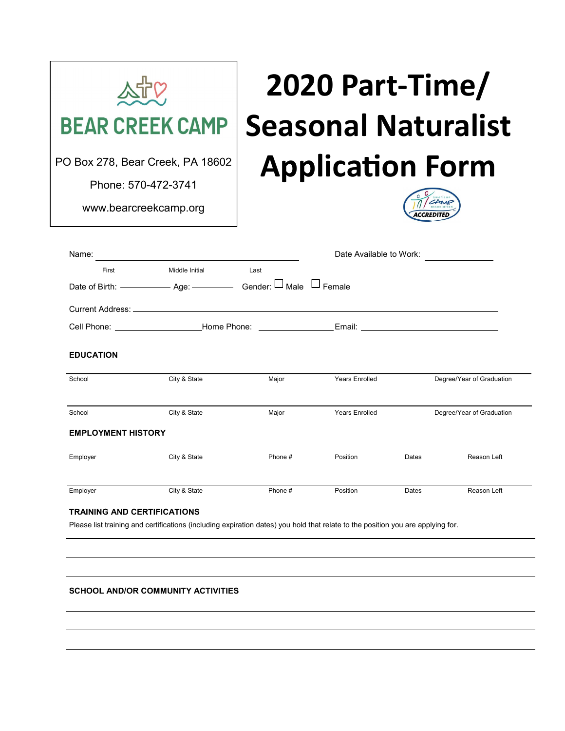**BEAR CREEK CAMP**

PO Box 278, Bear Creek, PA 18602

Phone: 570-472-3741

www.bearcreekcamp.org

# 2020 Part-Time/ Seasonal Naturalist Application Form

Name: ______________________________ Date Available to Work: __________

First Middle Initial Last

Date of Birth: __________ Age: ________ Gender: ☐ Male ☐ Female

Current Address: ____________________________________________

Cell Phone: ________________ Home Phone: ______________ Email: ________________________

**EDUCATION**

| School | City & State | Major | Years Enrolled | Degree/Year of Graduation |
|---|---|---|---|---|
| School | City & State | Major | Years Enrolled | Degree/Year of Graduation |

**EMPLOYMENT HISTORY**

| Employer | City & State | Phone # | Position | Dates | Reason Left |
|---|---|---|---|---|---|
| Employer | City & State | Phone # | Position | Dates | Reason Left |

**TRAINING AND CERTIFICATIONS**

Please list training and certifications (including expiration dates) you hold that relate to the position you are applying for.

______________________________________________________________________

______________________________________________________________________

______________________________________________________________________

**SCHOOL AND/OR COMMUNITY ACTIVITIES**

______________________________________________________________________

______________________________________________________________________

______________________________________________________________________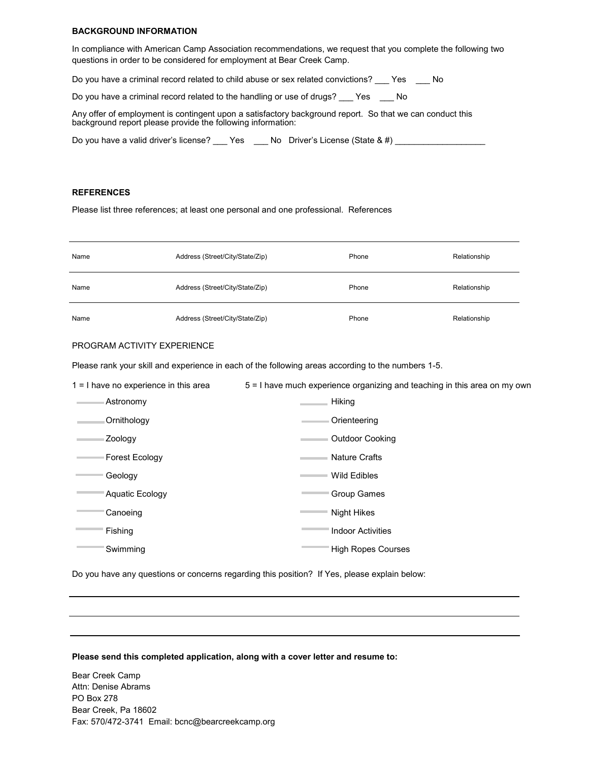**BACKGROUND INFORMATION**

In compliance with American Camp Association recommendations, we request that you complete the following two questions in order to be considered for employment at Bear Creek Camp.

Do you have a criminal record related to child abuse or sex related convictions? ___ Yes ___ No

Do you have a criminal record related to the handling or use of drugs? ___ Yes ___ No

Any offer of employment is contingent upon a satisfactory background report. So that we can conduct this background report please provide the following information:

Do you have a valid driver's license? ___ Yes ___ No Driver's License (State & #) ___________________

**REFERENCES**

Please list three references; at least one personal and one professional. References

| Name | Address (Street/City/State/Zip) | Phone | Relationship |
|---|---|---|---|
| Name | Address (Street/City/State/Zip) | Phone | Relationship |
| Name | Address (Street/City/State/Zip) | Phone | Relationship |

PROGRAM ACTIVITY EXPERIENCE

Please rank your skill and experience in each of the following areas according to the numbers 1-5.

1 = I have no experience in this area    5 = I have much experience organizing and teaching in this area on my own

| | |
|---|---|
| ___ Astronomy | ___ Hiking |
| ___ Ornithology | ___ Orienteering |
| ___ Zoology | ___ Outdoor Cooking |
| ___ Forest Ecology | ___ Nature Crafts |
| ___ Geology | ___ Wild Edibles |
| ___ Aquatic Ecology | ___ Group Games |
| ___ Canoeing | ___ Night Hikes |
| ___ Fishing | ___ Indoor Activities |
| ___ Swimming | ___ High Ropes Courses |

Do you have any questions or concerns regarding this position? If Yes, please explain below:

**Please send this completed application, along with a cover letter and resume to:**

Bear Creek Camp
Attn: Denise Abrams
PO Box 278
Bear Creek, Pa 18602
Fax: 570/472-3741 Email: bcnc@bearcreekcamp.org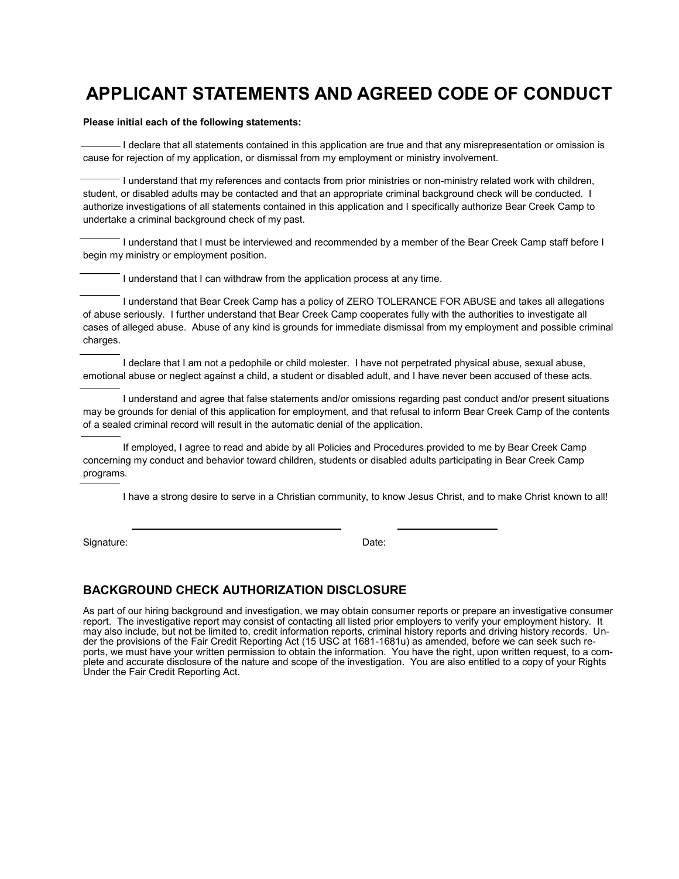# APPLICANT STATEMENTS AND AGREED CODE OF CONDUCT

**Please initial each of the following statements:**

________ I declare that all statements contained in this application are true and that any misrepresentation or omission is cause for rejection of my application, or dismissal from my employment or ministry involvement.

________ I understand that my references and contacts from prior ministries or non-ministry related work with children, student, or disabled adults may be contacted and that an appropriate criminal background check will be conducted. I authorize investigations of all statements contained in this application and I specifically authorize Bear Creek Camp to undertake a criminal background check of my past.

________ I understand that I must be interviewed and recommended by a member of the Bear Creek Camp staff before I begin my ministry or employment position.

________ I understand that I can withdraw from the application process at any time.

________ I understand that Bear Creek Camp has a policy of ZERO TOLERANCE FOR ABUSE and takes all allegations of abuse seriously. I further understand that Bear Creek Camp cooperates fully with the authorities to investigate all cases of alleged abuse. Abuse of any kind is grounds for immediate dismissal from my employment and possible criminal charges.

________ I declare that I am not a pedophile or child molester. I have not perpetrated physical abuse, sexual abuse, emotional abuse or neglect against a child, a student or disabled adult, and I have never been accused of these acts.

________ I understand and agree that false statements and/or omissions regarding past conduct and/or present situations may be grounds for denial of this application for employment, and that refusal to inform Bear Creek Camp of the contents of a sealed criminal record will result in the automatic denial of the application.

________ If employed, I agree to read and abide by all Policies and Procedures provided to me by Bear Creek Camp concerning my conduct and behavior toward children, students or disabled adults participating in Bear Creek Camp programs.

________ I have a strong desire to serve in a Christian community, to know Jesus Christ, and to make Christ known to all!

Signature: ______________________________ Date: ______________

## BACKGROUND CHECK AUTHORIZATION DISCLOSURE

As part of our hiring background and investigation, we may obtain consumer reports or prepare an investigative consumer report. The investigative report may consist of contacting all listed prior employers to verify your employment history. It may also include, but not be limited to, credit information reports, criminal history reports and driving history records. Under the provisions of the Fair Credit Reporting Act (15 USC at 1681-1681u) as amended, before we can seek such reports, we must have your written permission to obtain the information. You have the right, upon written request, to a complete and accurate disclosure of the nature and scope of the investigation. You are also entitled to a copy of your Rights Under the Fair Credit Reporting Act.